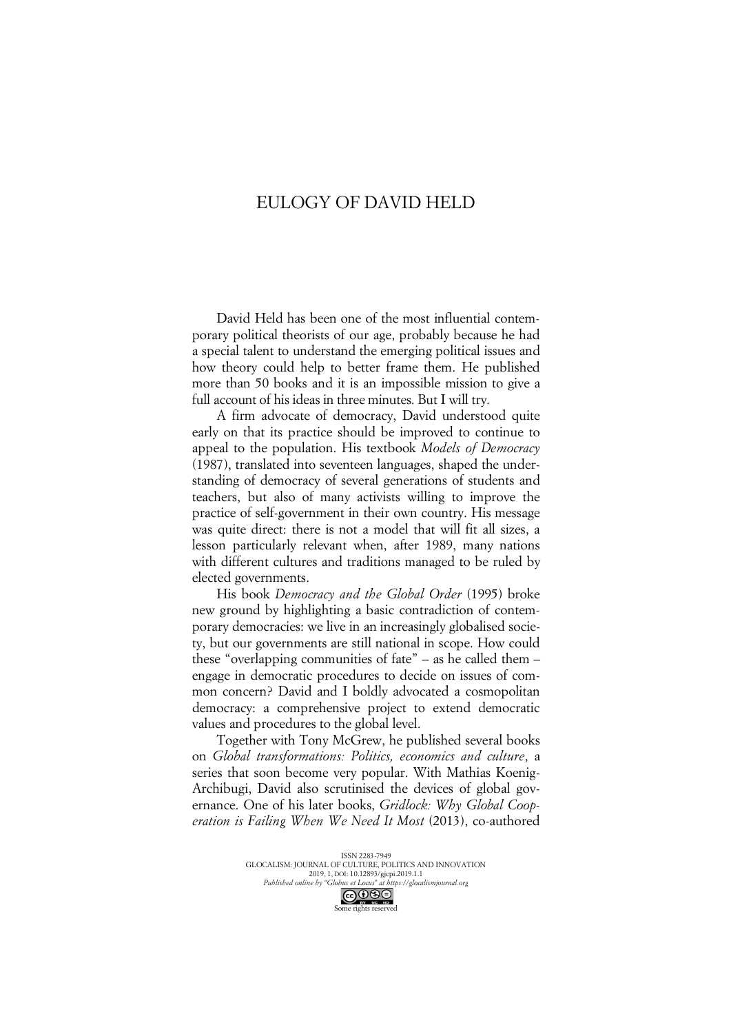# EULOGY OF DAVID HELD

David Held has been one of the most influential contemporary political theorists of our age, probably because he had a special talent to understand the emerging political issues and how theory could help to better frame them. He published more than 50 books and it is an impossible mission to give a full account of his ideas in three minutes. But I will try.

A firm advocate of democracy, David understood quite early on that its practice should be improved to continue to appeal to the population. His textbook *Models of Democracy* (1987), translated into seventeen languages, shaped the understanding of democracy of several generations of students and teachers, but also of many activists willing to improve the practice of self-government in their own country. His message was quite direct: there is not a model that will fit all sizes, a lesson particularly relevant when, after 1989, many nations with different cultures and traditions managed to be ruled by elected governments.

His book *Democracy and the Global Order* (1995) broke new ground by highlighting a basic contradiction of contemporary democracies: we live in an increasingly globalised society, but our governments are still national in scope. How could these "overlapping communities of fate" – as he called them – engage in democratic procedures to decide on issues of common concern? David and I boldly advocated a cosmopolitan democracy: a comprehensive project to extend democratic values and procedures to the global level.

Together with Tony McGrew, he published several books on *Global transformations: Politics, economics and culture*, a series that soon become very popular. With Mathias Koenig-Archibugi, David also scrutinised the devices of global governance. One of his later books, *Gridlock: Why Global Cooperation is Failing When We Need It Most* (2013), co-authored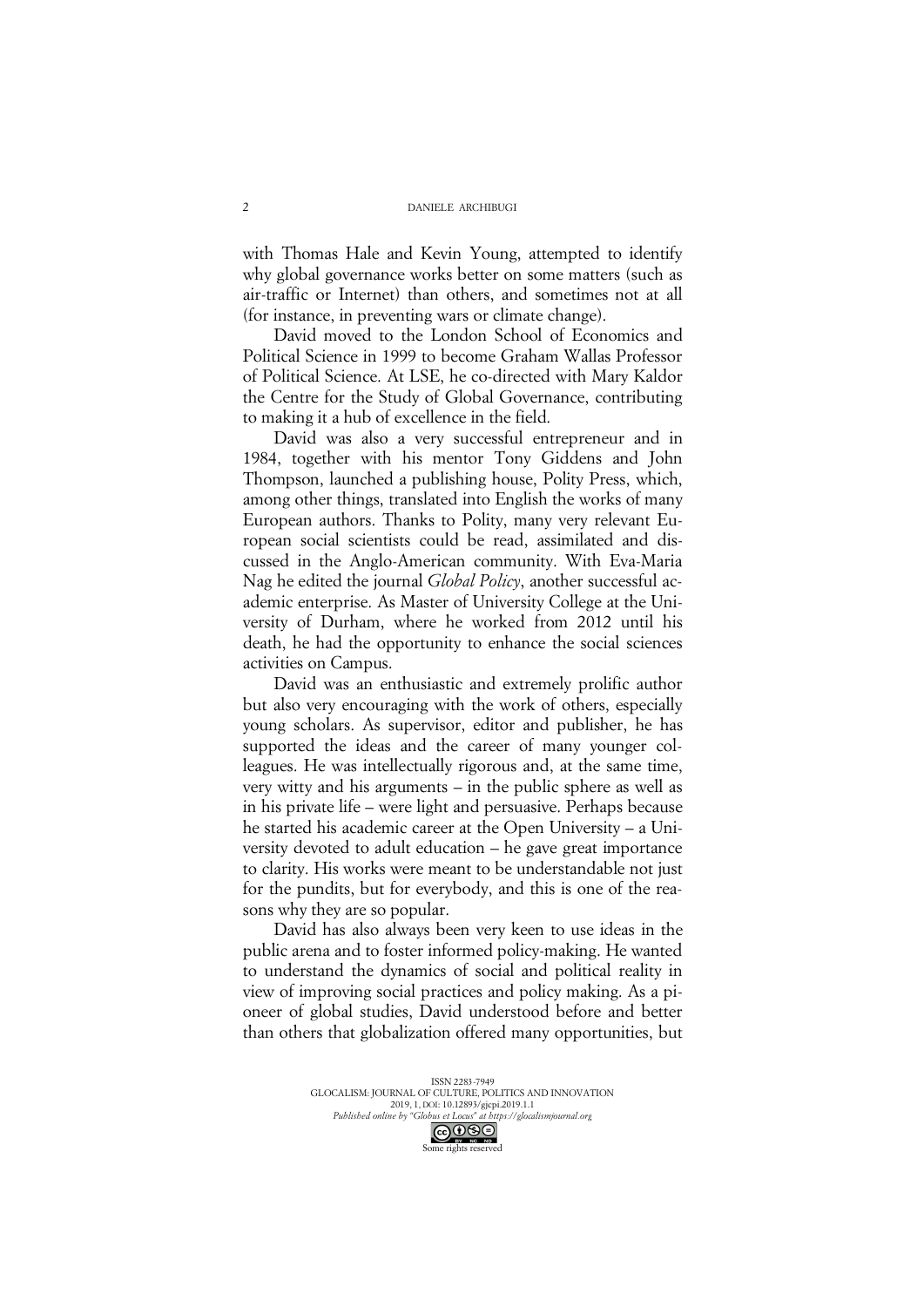with Thomas Hale and Kevin Young, attempted to identify why global governance works better on some matters (such as air-traffic or Internet) than others, and sometimes not at all (for instance, in preventing wars or climate change).

David moved to the London School of Economics and Political Science in 1999 to become Graham Wallas Professor of Political Science. At LSE, he co-directed with Mary Kaldor the Centre for the Study of Global Governance, contributing to making it a hub of excellence in the field.

David was also a very successful entrepreneur and in 1984, together with his mentor Tony Giddens and John Thompson, launched a publishing house, Polity Press, which, among other things, translated into English the works of many European authors. Thanks to Polity, many very relevant European social scientists could be read, assimilated and discussed in the Anglo-American community. With Eva-Maria Nag he edited the journal *Global Policy*, another successful academic enterprise. As Master of University College at the University of Durham, where he worked from 2012 until his death, he had the opportunity to enhance the social sciences activities on Campus.

David was an enthusiastic and extremely prolific author but also very encouraging with the work of others, especially young scholars. As supervisor, editor and publisher, he has supported the ideas and the career of many younger colleagues. He was intellectually rigorous and, at the same time, very witty and his arguments – in the public sphere as well as in his private life – were light and persuasive. Perhaps because he started his academic career at the Open University – a University devoted to adult education – he gave great importance to clarity. His works were meant to be understandable not just for the pundits, but for everybody, and this is one of the reasons why they are so popular.

David has also always been very keen to use ideas in the public arena and to foster informed policy-making. He wanted to understand the dynamics of social and political reality in view of improving social practices and policy making. As a pioneer of global studies, David understood before and better than others that globalization offered many opportunities, but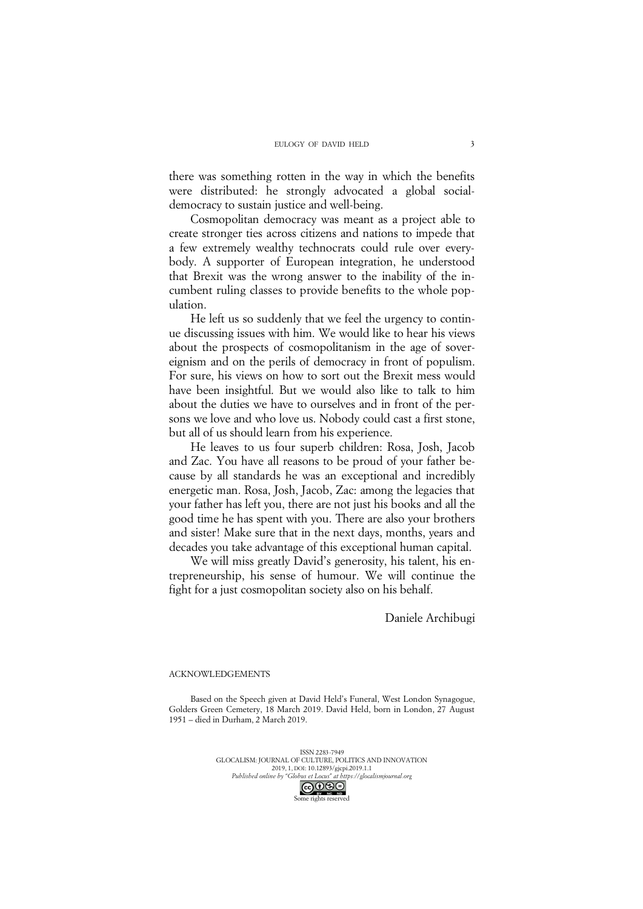there was something rotten in the way in which the benefits were distributed: he strongly advocated a global social-democracy to sustain justice and well-being.

Cosmopolitan democracy was meant as a project able to create stronger ties across citizens and nations to impede that a few extremely wealthy technocrats could rule over everybody. A supporter of European integration, he understood that Brexit was the wrong answer to the inability of the incumbent ruling classes to provide benefits to the whole population.

He left us so suddenly that we feel the urgency to continue discussing issues with him. We would like to hear his views about the prospects of cosmopolitanism in the age of sovereignism and on the perils of democracy in front of populism. For sure, his views on how to sort out the Brexit mess would have been insightful. But we would also like to talk to him about the duties we have to ourselves and in front of the persons we love and who love us. Nobody could cast a first stone, but all of us should learn from his experience.

He leaves to us four superb children: Rosa, Josh, Jacob and Zac. You have all reasons to be proud of your father because by all standards he was an exceptional and incredibly energetic man. Rosa, Josh, Jacob, Zac: among the legacies that your father has left you, there are not just his books and all the good time he has spent with you. There are also your brothers and sister! Make sure that in the next days, months, years and decades you take advantage of this exceptional human capital.

We will miss greatly David's generosity, his talent, his entrepreneurship, his sense of humour. We will continue the fight for a just cosmopolitan society also on his behalf.

Daniele Archibugi

ACKNOWLEDGEMENTS

Based on the Speech given at David Held's Funeral, West London Synagogue, Golders Green Cemetery, 18 March 2019. David Held, born in London, 27 August 1951 – died in Durham, 2 March 2019.

ISSN 2283-7949
GLOCALISM: JOURNAL OF CULTURE, POLITICS AND INNOVATION
2019, 1, DOI: 10.12893/gjcpi.2019.1.1
*Published online by "Globus et Locus" at https://glocalismjournal.org*
Some rights reserved